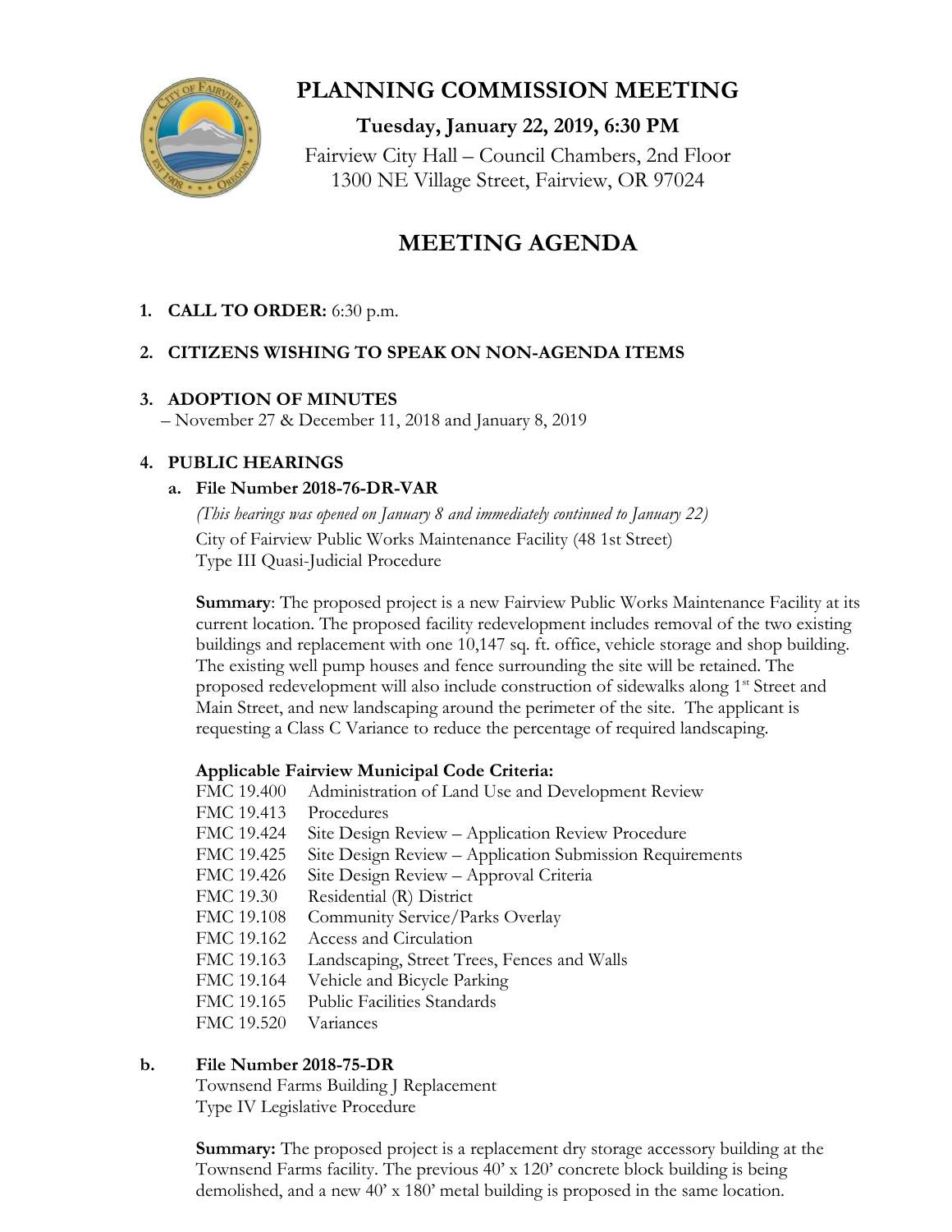# PLANNING COMMISSION MEETING

**Tuesday, January 22, 2019, 6:30 PM**

Fairview City Hall – Council Chambers, 2nd Floor
1300 NE Village Street, Fairview, OR 97024

## MEETING AGENDA

1. **CALL TO ORDER:** 6:30 p.m.

2. **CITIZENS WISHING TO SPEAK ON NON-AGENDA ITEMS**

3. **ADOPTION OF MINUTES**
   – November 27 & December 11, 2018 and January 8, 2019

4. **PUBLIC HEARINGS**

   a. **File Number 2018-76-DR-VAR**

   *(This hearings was opened on January 8 and immediately continued to January 22)*
   City of Fairview Public Works Maintenance Facility (48 1st Street)
   Type III Quasi-Judicial Procedure

   **Summary**: The proposed project is a new Fairview Public Works Maintenance Facility at its current location. The proposed facility redevelopment includes removal of the two existing buildings and replacement with one 10,147 sq. ft. office, vehicle storage and shop building. The existing well pump houses and fence surrounding the site will be retained. The proposed redevelopment will also include construction of sidewalks along 1st Street and Main Street, and new landscaping around the perimeter of the site. The applicant is requesting a Class C Variance to reduce the percentage of required landscaping.

   **Applicable Fairview Municipal Code Criteria:**

   | | |
   |---|---|
   | FMC 19.400 | Administration of Land Use and Development Review |
   | FMC 19.413 | Procedures |
   | FMC 19.424 | Site Design Review – Application Review Procedure |
   | FMC 19.425 | Site Design Review – Application Submission Requirements |
   | FMC 19.426 | Site Design Review – Approval Criteria |
   | FMC 19.30 | Residential (R) District |
   | FMC 19.108 | Community Service/Parks Overlay |
   | FMC 19.162 | Access and Circulation |
   | FMC 19.163 | Landscaping, Street Trees, Fences and Walls |
   | FMC 19.164 | Vehicle and Bicycle Parking |
   | FMC 19.165 | Public Facilities Standards |
   | FMC 19.520 | Variances |

   b. **File Number 2018-75-DR**

   Townsend Farms Building J Replacement
   Type IV Legislative Procedure

   **Summary:** The proposed project is a replacement dry storage accessory building at the Townsend Farms facility. The previous 40' x 120' concrete block building is being demolished, and a new 40' x 180' metal building is proposed in the same location.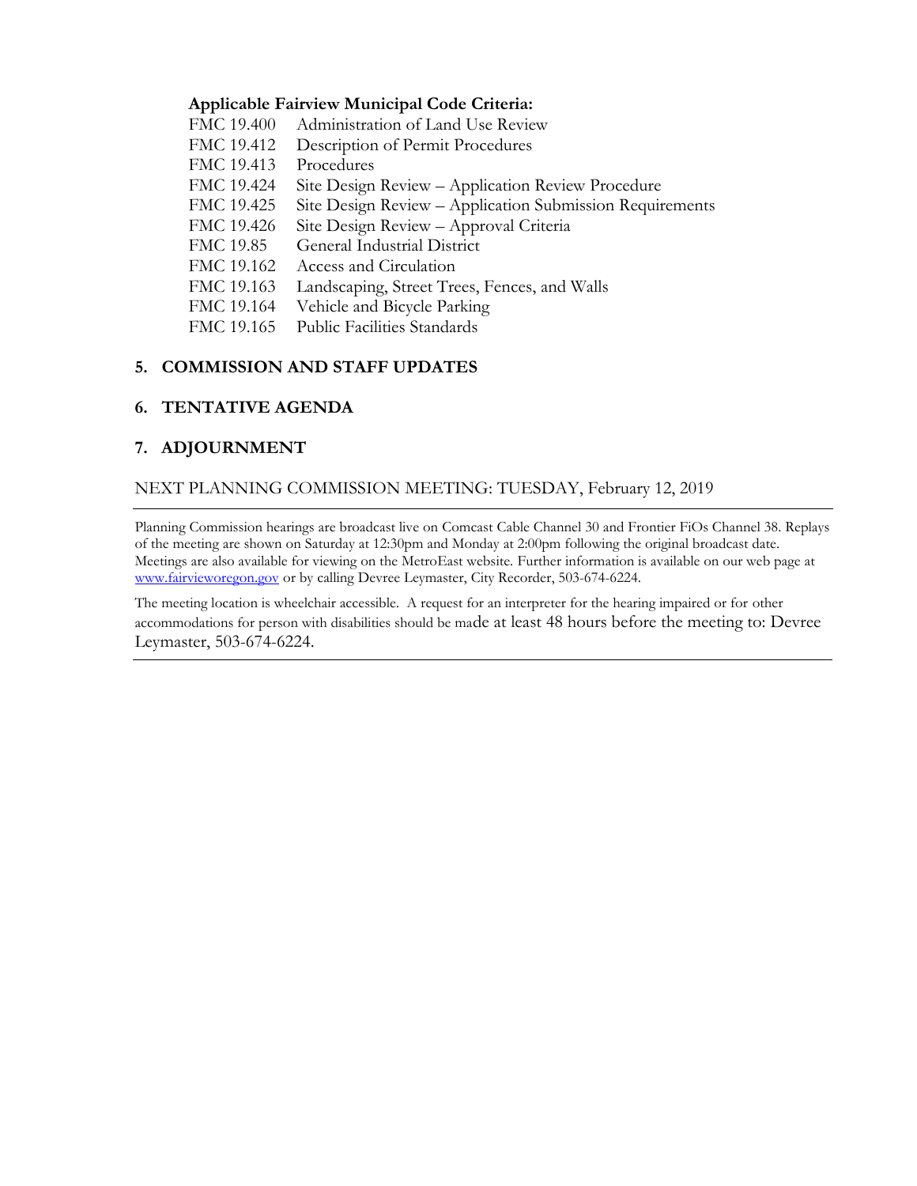**Applicable Fairview Municipal Code Criteria:**

FMC 19.400 Administration of Land Use Review
FMC 19.412 Description of Permit Procedures
FMC 19.413 Procedures
FMC 19.424 Site Design Review – Application Review Procedure
FMC 19.425 Site Design Review – Application Submission Requirements
FMC 19.426 Site Design Review – Approval Criteria
FMC 19.85 General Industrial District
FMC 19.162 Access and Circulation
FMC 19.163 Landscaping, Street Trees, Fences, and Walls
FMC 19.164 Vehicle and Bicycle Parking
FMC 19.165 Public Facilities Standards

**5. COMMISSION AND STAFF UPDATES**

**6. TENTATIVE AGENDA**

**7. ADJOURNMENT**

NEXT PLANNING COMMISSION MEETING: TUESDAY, February 12, 2019

---

Planning Commission hearings are broadcast live on Comcast Cable Channel 30 and Frontier FiOs Channel 38. Replays of the meeting are shown on Saturday at 12:30pm and Monday at 2:00pm following the original broadcast date. Meetings are also available for viewing on the MetroEast website. Further information is available on our web page at [www.fairvieworegon.gov](http://www.fairvieworegon.gov) or by calling Devree Leymaster, City Recorder, 503-674-6224.

The meeting location is wheelchair accessible. A request for an interpreter for the hearing impaired or for other accommodations for person with disabilities should be made at least 48 hours before the meeting to: Devree Leymaster, 503-674-6224.

---